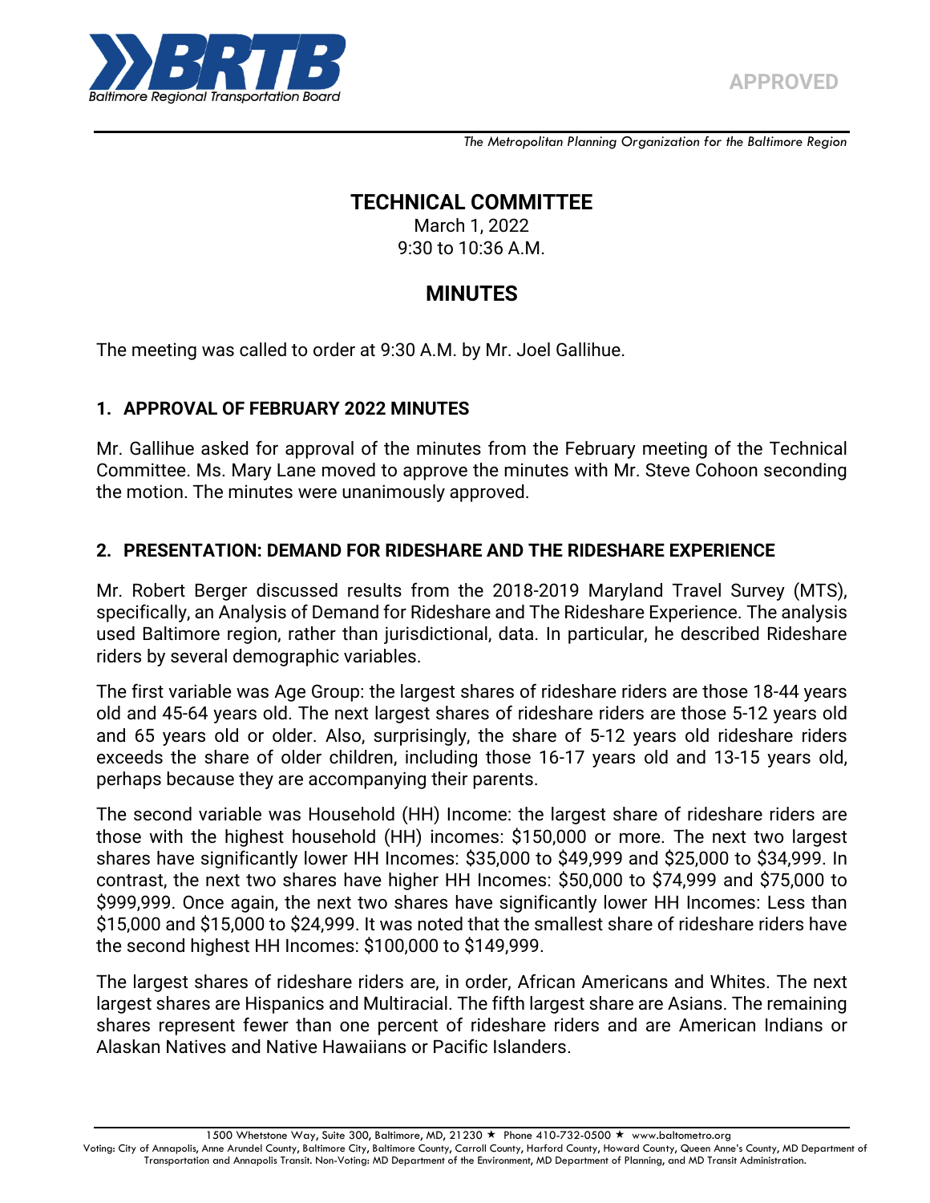APPROVED

*The Metropolitan Planning Organization for the Baltimore Region*

# TECHNICAL COMMITTEE

March 1, 2022
9:30 to 10:36 A.M.

# MINUTES

The meeting was called to order at 9:30 A.M. by Mr. Joel Gallihue.

## 1. APPROVAL OF FEBRUARY 2022 MINUTES

Mr. Gallihue asked for approval of the minutes from the February meeting of the Technical Committee. Ms. Mary Lane moved to approve the minutes with Mr. Steve Cohoon seconding the motion. The minutes were unanimously approved.

## 2. PRESENTATION: DEMAND FOR RIDESHARE AND THE RIDESHARE EXPERIENCE

Mr. Robert Berger discussed results from the 2018-2019 Maryland Travel Survey (MTS), specifically, an Analysis of Demand for Rideshare and The Rideshare Experience. The analysis used Baltimore region, rather than jurisdictional, data. In particular, he described Rideshare riders by several demographic variables.

The first variable was Age Group: the largest shares of rideshare riders are those 18-44 years old and 45-64 years old. The next largest shares of rideshare riders are those 5-12 years old and 65 years old or older. Also, surprisingly, the share of 5-12 years old rideshare riders exceeds the share of older children, including those 16-17 years old and 13-15 years old, perhaps because they are accompanying their parents.

The second variable was Household (HH) Income: the largest share of rideshare riders are those with the highest household (HH) incomes: $150,000 or more. The next two largest shares have significantly lower HH Incomes: $35,000 to $49,999 and $25,000 to $34,999. In contrast, the next two shares have higher HH Incomes: $50,000 to $74,999 and $75,000 to $999,999. Once again, the next two shares have significantly lower HH Incomes: Less than $15,000 and $15,000 to $24,999. It was noted that the smallest share of rideshare riders have the second highest HH Incomes: $100,000 to $149,999.

The largest shares of rideshare riders are, in order, African Americans and Whites. The next largest shares are Hispanics and Multiracial. The fifth largest share are Asians. The remaining shares represent fewer than one percent of rideshare riders and are American Indians or Alaskan Natives and Native Hawaiians or Pacific Islanders.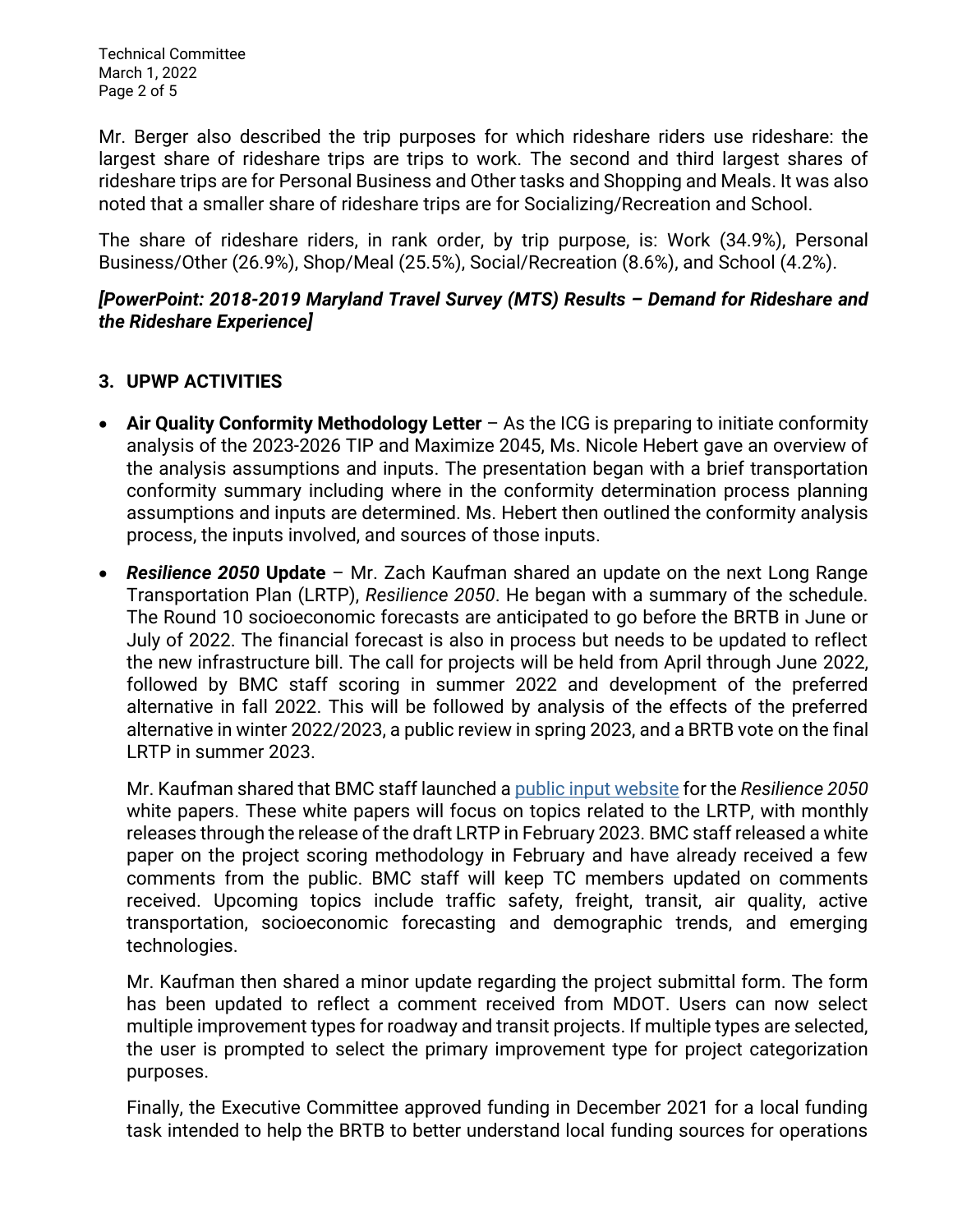Mr. Berger also described the trip purposes for which rideshare riders use rideshare: the largest share of rideshare trips are trips to work. The second and third largest shares of rideshare trips are for Personal Business and Other tasks and Shopping and Meals. It was also noted that a smaller share of rideshare trips are for Socializing/Recreation and School.

The share of rideshare riders, in rank order, by trip purpose, is: Work (34.9%), Personal Business/Other (26.9%), Shop/Meal (25.5%), Social/Recreation (8.6%), and School (4.2%).

***[PowerPoint: 2018-2019 Maryland Travel Survey (MTS) Results – Demand for Rideshare and the Rideshare Experience]***

## 3. UPWP ACTIVITIES

- **Air Quality Conformity Methodology Letter** – As the ICG is preparing to initiate conformity analysis of the 2023-2026 TIP and Maximize 2045, Ms. Nicole Hebert gave an overview of the analysis assumptions and inputs. The presentation began with a brief transportation conformity summary including where in the conformity determination process planning assumptions and inputs are determined. Ms. Hebert then outlined the conformity analysis process, the inputs involved, and sources of those inputs.

- ***Resilience 2050*** **Update** – Mr. Zach Kaufman shared an update on the next Long Range Transportation Plan (LRTP), *Resilience 2050*. He began with a summary of the schedule. The Round 10 socioeconomic forecasts are anticipated to go before the BRTB in June or July of 2022. The financial forecast is also in process but needs to be updated to reflect the new infrastructure bill. The call for projects will be held from April through June 2022, followed by BMC staff scoring in summer 2022 and development of the preferred alternative in fall 2022. This will be followed by analysis of the effects of the preferred alternative in winter 2022/2023, a public review in spring 2023, and a BRTB vote on the final LRTP in summer 2023.

  Mr. Kaufman shared that BMC staff launched a public input website for the *Resilience 2050* white papers. These white papers will focus on topics related to the LRTP, with monthly releases through the release of the draft LRTP in February 2023. BMC staff released a white paper on the project scoring methodology in February and have already received a few comments from the public. BMC staff will keep TC members updated on comments received. Upcoming topics include traffic safety, freight, transit, air quality, active transportation, socioeconomic forecasting and demographic trends, and emerging technologies.

  Mr. Kaufman then shared a minor update regarding the project submittal form. The form has been updated to reflect a comment received from MDOT. Users can now select multiple improvement types for roadway and transit projects. If multiple types are selected, the user is prompted to select the primary improvement type for project categorization purposes.

  Finally, the Executive Committee approved funding in December 2021 for a local funding task intended to help the BRTB to better understand local funding sources for operations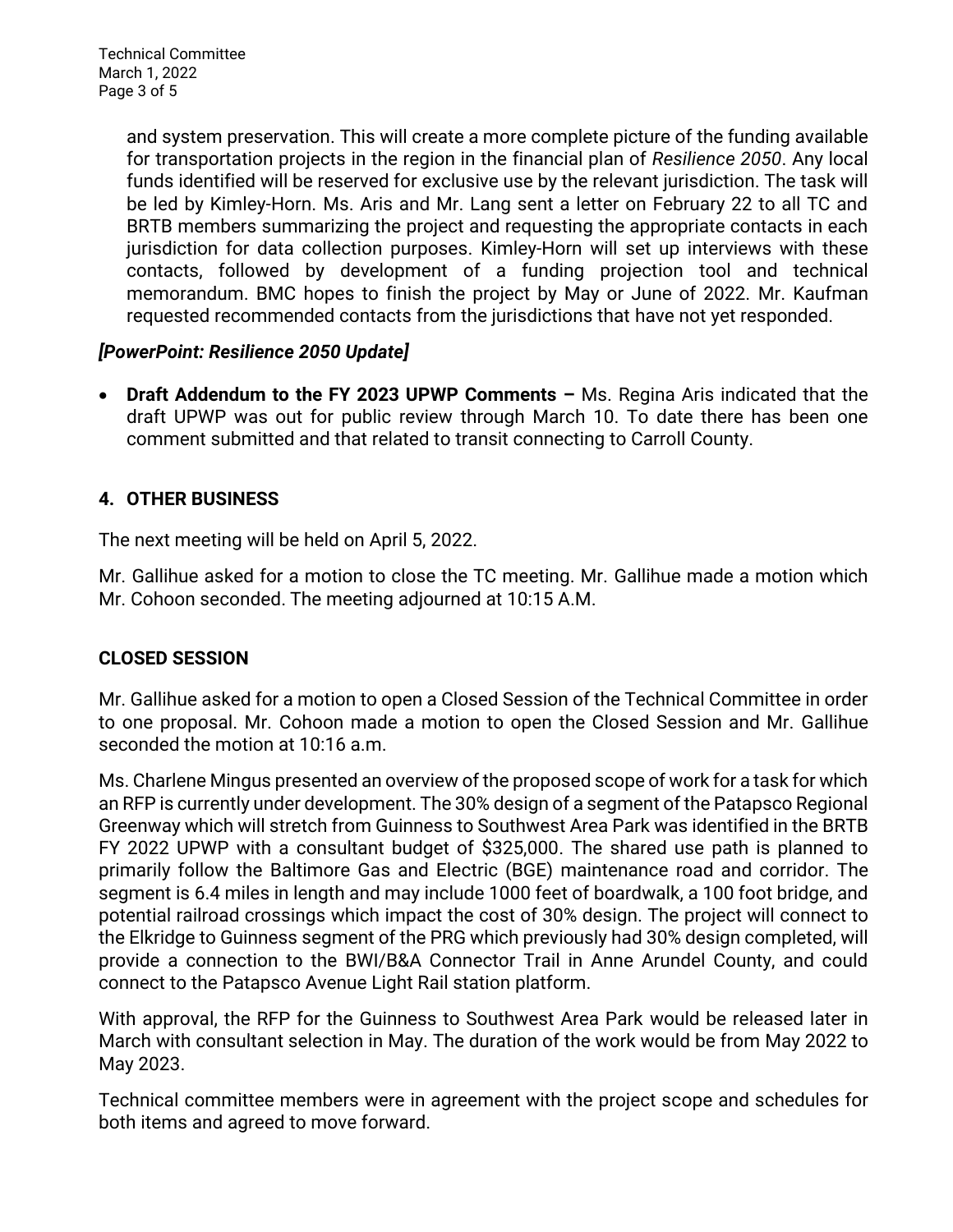and system preservation. This will create a more complete picture of the funding available for transportation projects in the region in the financial plan of *Resilience 2050*. Any local funds identified will be reserved for exclusive use by the relevant jurisdiction. The task will be led by Kimley-Horn. Ms. Aris and Mr. Lang sent a letter on February 22 to all TC and BRTB members summarizing the project and requesting the appropriate contacts in each jurisdiction for data collection purposes. Kimley-Horn will set up interviews with these contacts, followed by development of a funding projection tool and technical memorandum. BMC hopes to finish the project by May or June of 2022. Mr. Kaufman requested recommended contacts from the jurisdictions that have not yet responded.

***[PowerPoint: Resilience 2050 Update]***

- **Draft Addendum to the FY 2023 UPWP Comments –** Ms. Regina Aris indicated that the draft UPWP was out for public review through March 10. To date there has been one comment submitted and that related to transit connecting to Carroll County.

## 4. OTHER BUSINESS

The next meeting will be held on April 5, 2022.

Mr. Gallihue asked for a motion to close the TC meeting. Mr. Gallihue made a motion which Mr. Cohoon seconded. The meeting adjourned at 10:15 A.M.

## CLOSED SESSION

Mr. Gallihue asked for a motion to open a Closed Session of the Technical Committee in order to one proposal. Mr. Cohoon made a motion to open the Closed Session and Mr. Gallihue seconded the motion at 10:16 a.m.

Ms. Charlene Mingus presented an overview of the proposed scope of work for a task for which an RFP is currently under development. The 30% design of a segment of the Patapsco Regional Greenway which will stretch from Guinness to Southwest Area Park was identified in the BRTB FY 2022 UPWP with a consultant budget of $325,000. The shared use path is planned to primarily follow the Baltimore Gas and Electric (BGE) maintenance road and corridor. The segment is 6.4 miles in length and may include 1000 feet of boardwalk, a 100 foot bridge, and potential railroad crossings which impact the cost of 30% design. The project will connect to the Elkridge to Guinness segment of the PRG which previously had 30% design completed, will provide a connection to the BWI/B&A Connector Trail in Anne Arundel County, and could connect to the Patapsco Avenue Light Rail station platform.

With approval, the RFP for the Guinness to Southwest Area Park would be released later in March with consultant selection in May. The duration of the work would be from May 2022 to May 2023.

Technical committee members were in agreement with the project scope and schedules for both items and agreed to move forward.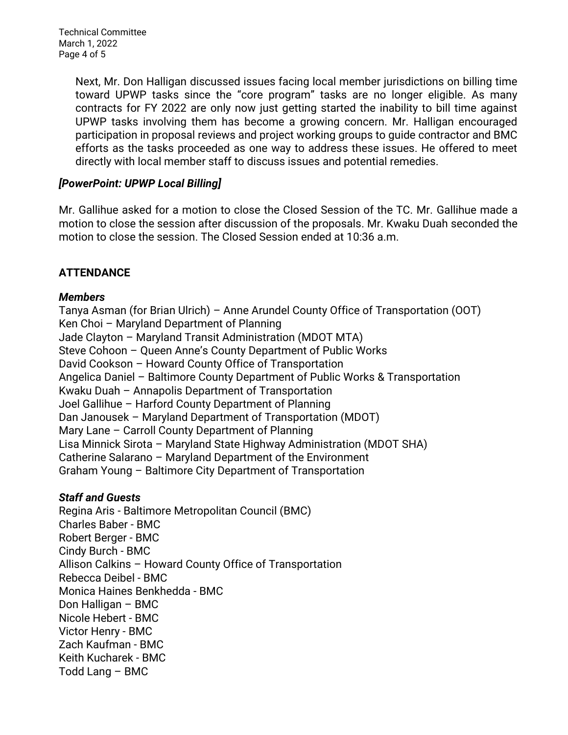Next, Mr. Don Halligan discussed issues facing local member jurisdictions on billing time toward UPWP tasks since the "core program" tasks are no longer eligible. As many contracts for FY 2022 are only now just getting started the inability to bill time against UPWP tasks involving them has become a growing concern. Mr. Halligan encouraged participation in proposal reviews and project working groups to guide contractor and BMC efforts as the tasks proceeded as one way to address these issues. He offered to meet directly with local member staff to discuss issues and potential remedies.

***[PowerPoint: UPWP Local Billing]***

Mr. Gallihue asked for a motion to close the Closed Session of the TC. Mr. Gallihue made a motion to close the session after discussion of the proposals. Mr. Kwaku Duah seconded the motion to close the session. The Closed Session ended at 10:36 a.m.

**ATTENDANCE**

***Members***

Tanya Asman (for Brian Ulrich) – Anne Arundel County Office of Transportation (OOT)
Ken Choi – Maryland Department of Planning
Jade Clayton – Maryland Transit Administration (MDOT MTA)
Steve Cohoon – Queen Anne's County Department of Public Works
David Cookson – Howard County Office of Transportation
Angelica Daniel – Baltimore County Department of Public Works & Transportation
Kwaku Duah – Annapolis Department of Transportation
Joel Gallihue – Harford County Department of Planning
Dan Janousek – Maryland Department of Transportation (MDOT)
Mary Lane – Carroll County Department of Planning
Lisa Minnick Sirota – Maryland State Highway Administration (MDOT SHA)
Catherine Salarano – Maryland Department of the Environment
Graham Young – Baltimore City Department of Transportation

***Staff and Guests***

Regina Aris - Baltimore Metropolitan Council (BMC)
Charles Baber - BMC
Robert Berger - BMC
Cindy Burch - BMC
Allison Calkins – Howard County Office of Transportation
Rebecca Deibel - BMC
Monica Haines Benkhedda - BMC
Don Halligan – BMC
Nicole Hebert - BMC
Victor Henry - BMC
Zach Kaufman - BMC
Keith Kucharek - BMC
Todd Lang – BMC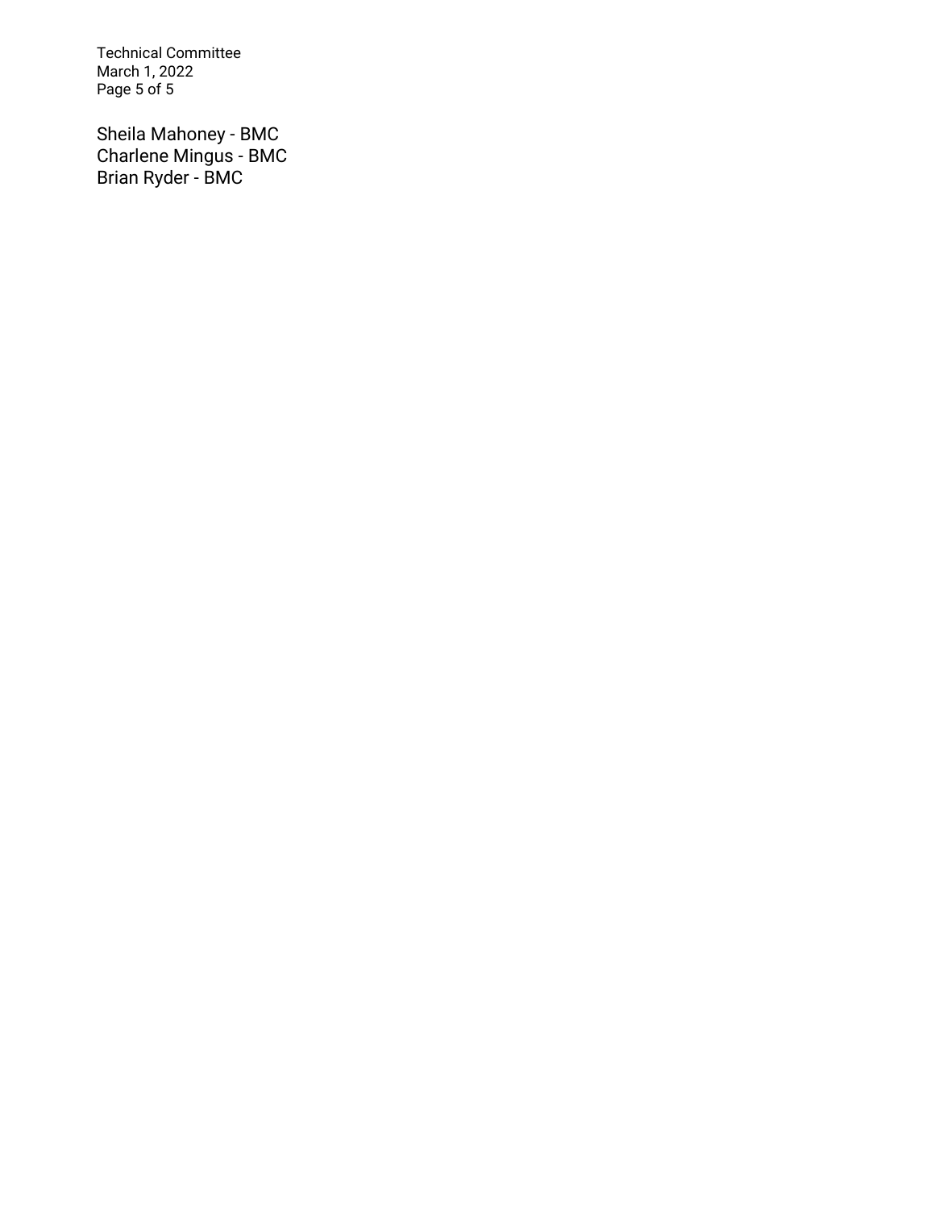Sheila Mahoney - BMC
Charlene Mingus - BMC
Brian Ryder - BMC